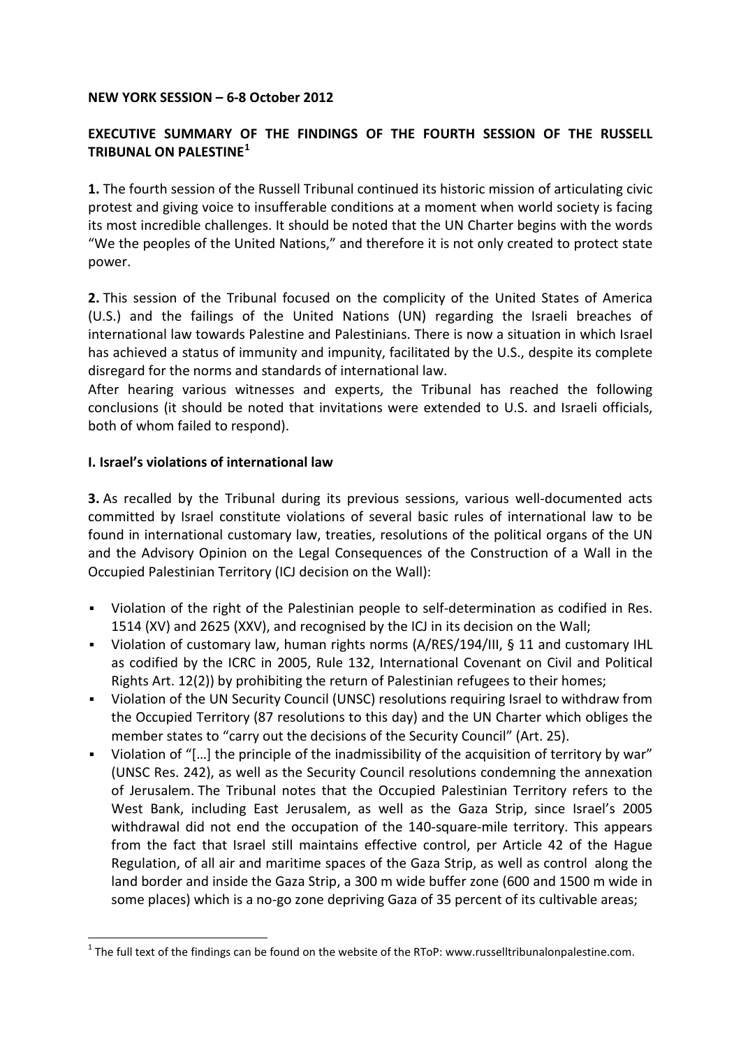**NEW YORK SESSION – 6-8 October 2012**

**EXECUTIVE SUMMARY OF THE FINDINGS OF THE FOURTH SESSION OF THE RUSSELL TRIBUNAL ON PALESTINE[1]**

**1.** The fourth session of the Russell Tribunal continued its historic mission of articulating civic protest and giving voice to insufferable conditions at a moment when world society is facing its most incredible challenges. It should be noted that the UN Charter begins with the words "We the peoples of the United Nations," and therefore it is not only created to protect state power.

**2.** This session of the Tribunal focused on the complicity of the United States of America (U.S.) and the failings of the United Nations (UN) regarding the Israeli breaches of international law towards Palestine and Palestinians. There is now a situation in which Israel has achieved a status of immunity and impunity, facilitated by the U.S., despite its complete disregard for the norms and standards of international law.
After hearing various witnesses and experts, the Tribunal has reached the following conclusions (it should be noted that invitations were extended to U.S. and Israeli officials, both of whom failed to respond).

**I. Israel's violations of international law**

**3.** As recalled by the Tribunal during its previous sessions, various well-documented acts committed by Israel constitute violations of several basic rules of international law to be found in international customary law, treaties, resolutions of the political organs of the UN and the Advisory Opinion on the Legal Consequences of the Construction of a Wall in the Occupied Palestinian Territory (ICJ decision on the Wall):

- Violation of the right of the Palestinian people to self-determination as codified in Res. 1514 (XV) and 2625 (XXV), and recognised by the ICJ in its decision on the Wall;
- Violation of customary law, human rights norms (A/RES/194/III, § 11 and customary IHL as codified by the ICRC in 2005, Rule 132, International Covenant on Civil and Political Rights Art. 12(2)) by prohibiting the return of Palestinian refugees to their homes;
- Violation of the UN Security Council (UNSC) resolutions requiring Israel to withdraw from the Occupied Territory (87 resolutions to this day) and the UN Charter which obliges the member states to "carry out the decisions of the Security Council" (Art. 25).
- Violation of "[…] the principle of the inadmissibility of the acquisition of territory by war" (UNSC Res. 242), as well as the Security Council resolutions condemning the annexation of Jerusalem. The Tribunal notes that the Occupied Palestinian Territory refers to the West Bank, including East Jerusalem, as well as the Gaza Strip, since Israel's 2005 withdrawal did not end the occupation of the 140-square-mile territory. This appears from the fact that Israel still maintains effective control, per Article 42 of the Hague Regulation, of all air and maritime spaces of the Gaza Strip, as well as control along the land border and inside the Gaza Strip, a 300 m wide buffer zone (600 and 1500 m wide in some places) which is a no-go zone depriving Gaza of 35 percent of its cultivable areas;

[1] The full text of the findings can be found on the website of the RToP: www.russelltribunalonpalestine.com.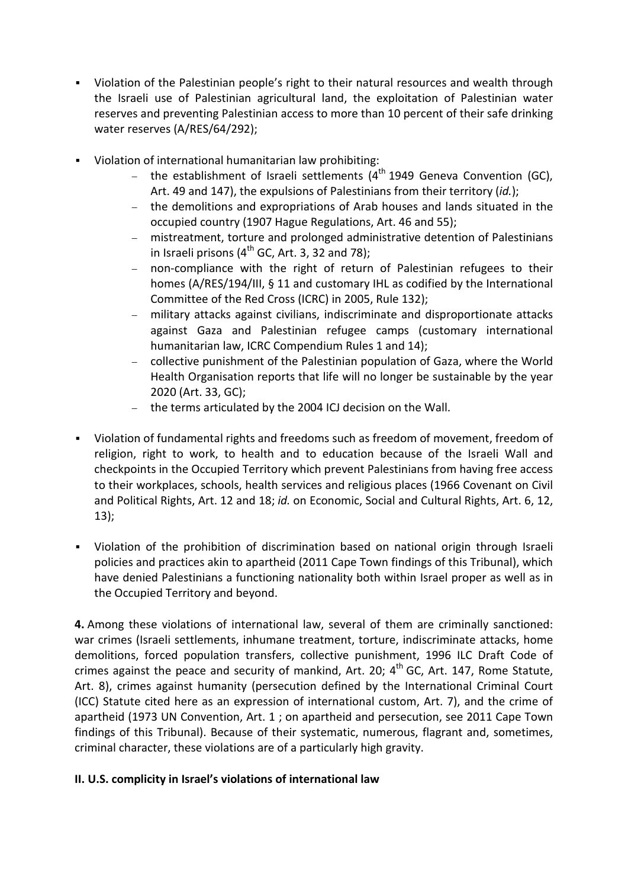- Violation of the Palestinian people's right to their natural resources and wealth through the Israeli use of Palestinian agricultural land, the exploitation of Palestinian water reserves and preventing Palestinian access to more than 10 percent of their safe drinking water reserves (A/RES/64/292);

- Violation of international humanitarian law prohibiting:
  - the establishment of Israeli settlements (4th 1949 Geneva Convention (GC), Art. 49 and 147), the expulsions of Palestinians from their territory (*id.*);
  - the demolitions and expropriations of Arab houses and lands situated in the occupied country (1907 Hague Regulations, Art. 46 and 55);
  - mistreatment, torture and prolonged administrative detention of Palestinians in Israeli prisons (4th GC, Art. 3, 32 and 78);
  - non-compliance with the right of return of Palestinian refugees to their homes (A/RES/194/III, § 11 and customary IHL as codified by the International Committee of the Red Cross (ICRC) in 2005, Rule 132);
  - military attacks against civilians, indiscriminate and disproportionate attacks against Gaza and Palestinian refugee camps (customary international humanitarian law, ICRC Compendium Rules 1 and 14);
  - collective punishment of the Palestinian population of Gaza, where the World Health Organisation reports that life will no longer be sustainable by the year 2020 (Art. 33, GC);
  - the terms articulated by the 2004 ICJ decision on the Wall.

- Violation of fundamental rights and freedoms such as freedom of movement, freedom of religion, right to work, to health and to education because of the Israeli Wall and checkpoints in the Occupied Territory which prevent Palestinians from having free access to their workplaces, schools, health services and religious places (1966 Covenant on Civil and Political Rights, Art. 12 and 18; *id.* on Economic, Social and Cultural Rights, Art. 6, 12, 13);

- Violation of the prohibition of discrimination based on national origin through Israeli policies and practices akin to apartheid (2011 Cape Town findings of this Tribunal), which have denied Palestinians a functioning nationality both within Israel proper as well as in the Occupied Territory and beyond.

**4.** Among these violations of international law, several of them are criminally sanctioned: war crimes (Israeli settlements, inhumane treatment, torture, indiscriminate attacks, home demolitions, forced population transfers, collective punishment, 1996 ILC Draft Code of crimes against the peace and security of mankind, Art. 20; 4th GC, Art. 147, Rome Statute, Art. 8), crimes against humanity (persecution defined by the International Criminal Court (ICC) Statute cited here as an expression of international custom, Art. 7), and the crime of apartheid (1973 UN Convention, Art. 1 ; on apartheid and persecution, see 2011 Cape Town findings of this Tribunal). Because of their systematic, numerous, flagrant and, sometimes, criminal character, these violations are of a particularly high gravity.

### II. U.S. complicity in Israel's violations of international law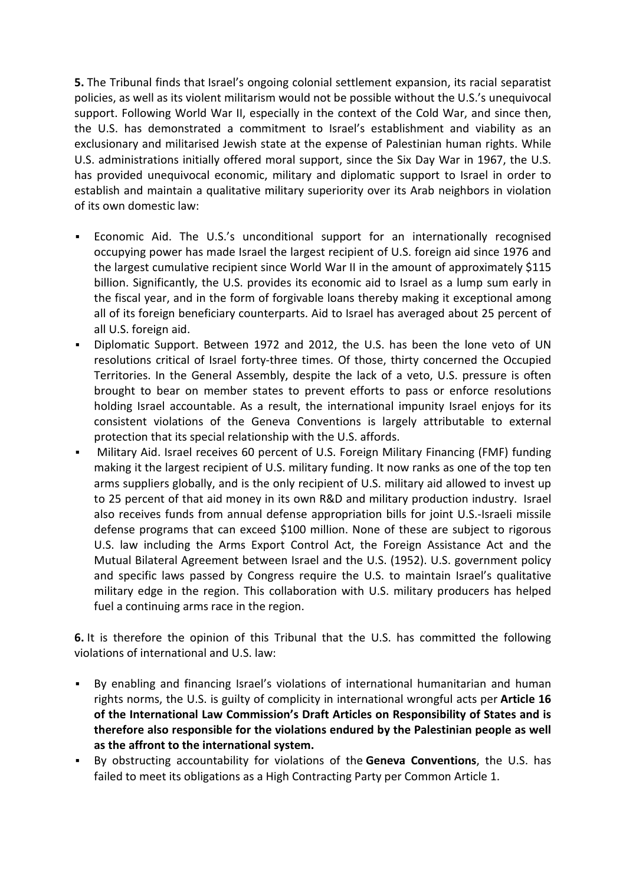**5.** The Tribunal finds that Israel's ongoing colonial settlement expansion, its racial separatist policies, as well as its violent militarism would not be possible without the U.S.'s unequivocal support. Following World War II, especially in the context of the Cold War, and since then, the U.S. has demonstrated a commitment to Israel's establishment and viability as an exclusionary and militarised Jewish state at the expense of Palestinian human rights. While U.S. administrations initially offered moral support, since the Six Day War in 1967, the U.S. has provided unequivocal economic, military and diplomatic support to Israel in order to establish and maintain a qualitative military superiority over its Arab neighbors in violation of its own domestic law:

- Economic Aid. The U.S.'s unconditional support for an internationally recognised occupying power has made Israel the largest recipient of U.S. foreign aid since 1976 and the largest cumulative recipient since World War II in the amount of approximately $115 billion. Significantly, the U.S. provides its economic aid to Israel as a lump sum early in the fiscal year, and in the form of forgivable loans thereby making it exceptional among all of its foreign beneficiary counterparts. Aid to Israel has averaged about 25 percent of all U.S. foreign aid.
- Diplomatic Support. Between 1972 and 2012, the U.S. has been the lone veto of UN resolutions critical of Israel forty-three times. Of those, thirty concerned the Occupied Territories. In the General Assembly, despite the lack of a veto, U.S. pressure is often brought to bear on member states to prevent efforts to pass or enforce resolutions holding Israel accountable. As a result, the international impunity Israel enjoys for its consistent violations of the Geneva Conventions is largely attributable to external protection that its special relationship with the U.S. affords.
- Military Aid. Israel receives 60 percent of U.S. Foreign Military Financing (FMF) funding making it the largest recipient of U.S. military funding. It now ranks as one of the top ten arms suppliers globally, and is the only recipient of U.S. military aid allowed to invest up to 25 percent of that aid money in its own R&D and military production industry. Israel also receives funds from annual defense appropriation bills for joint U.S.-Israeli missile defense programs that can exceed $100 million. None of these are subject to rigorous U.S. law including the Arms Export Control Act, the Foreign Assistance Act and the Mutual Bilateral Agreement between Israel and the U.S. (1952). U.S. government policy and specific laws passed by Congress require the U.S. to maintain Israel's qualitative military edge in the region. This collaboration with U.S. military producers has helped fuel a continuing arms race in the region.

**6.** It is therefore the opinion of this Tribunal that the U.S. has committed the following violations of international and U.S. law:

- By enabling and financing Israel's violations of international humanitarian and human rights norms, the U.S. is guilty of complicity in international wrongful acts per **Article 16 of the International Law Commission's Draft Articles on Responsibility of States and is therefore also responsible for the violations endured by the Palestinian people as well as the affront to the international system.**
- By obstructing accountability for violations of the **Geneva Conventions**, the U.S. has failed to meet its obligations as a High Contracting Party per Common Article 1.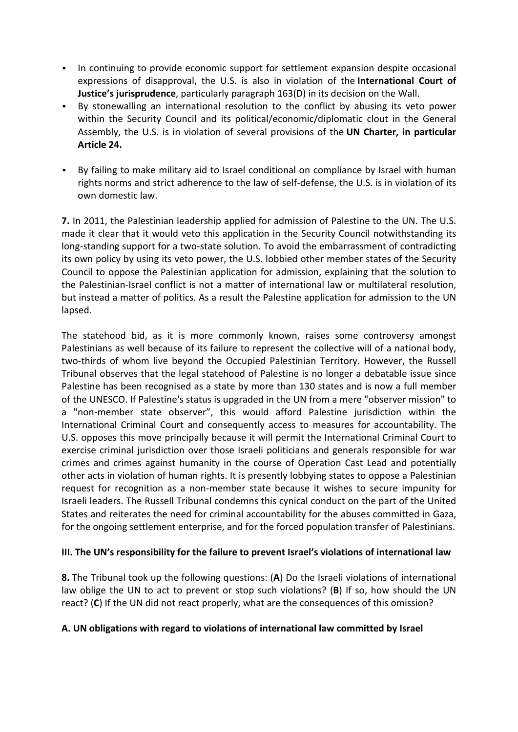- In continuing to provide economic support for settlement expansion despite occasional expressions of disapproval, the U.S. is also in violation of the **International Court of Justice's jurisprudence**, particularly paragraph 163(D) in its decision on the Wall.
- By stonewalling an international resolution to the conflict by abusing its veto power within the Security Council and its political/economic/diplomatic clout in the General Assembly, the U.S. is in violation of several provisions of the **UN Charter, in particular Article 24.**
- By failing to make military aid to Israel conditional on compliance by Israel with human rights norms and strict adherence to the law of self-defense, the U.S. is in violation of its own domestic law.

**7.** In 2011, the Palestinian leadership applied for admission of Palestine to the UN. The U.S. made it clear that it would veto this application in the Security Council notwithstanding its long-standing support for a two-state solution. To avoid the embarrassment of contradicting its own policy by using its veto power, the U.S. lobbied other member states of the Security Council to oppose the Palestinian application for admission, explaining that the solution to the Palestinian-Israel conflict is not a matter of international law or multilateral resolution, but instead a matter of politics. As a result the Palestine application for admission to the UN lapsed.

The statehood bid, as it is more commonly known, raises some controversy amongst Palestinians as well because of its failure to represent the collective will of a national body, two-thirds of whom live beyond the Occupied Palestinian Territory. However, the Russell Tribunal observes that the legal statehood of Palestine is no longer a debatable issue since Palestine has been recognised as a state by more than 130 states and is now a full member of the UNESCO. If Palestine's status is upgraded in the UN from a mere "observer mission" to a "non-member state observer", this would afford Palestine jurisdiction within the International Criminal Court and consequently access to measures for accountability. The U.S. opposes this move principally because it will permit the International Criminal Court to exercise criminal jurisdiction over those Israeli politicians and generals responsible for war crimes and crimes against humanity in the course of Operation Cast Lead and potentially other acts in violation of human rights. It is presently lobbying states to oppose a Palestinian request for recognition as a non-member state because it wishes to secure impunity for Israeli leaders. The Russell Tribunal condemns this cynical conduct on the part of the United States and reiterates the need for criminal accountability for the abuses committed in Gaza, for the ongoing settlement enterprise, and for the forced population transfer of Palestinians.

### III. The UN's responsibility for the failure to prevent Israel's violations of international law

**8.** The Tribunal took up the following questions: (**A**) Do the Israeli violations of international law oblige the UN to act to prevent or stop such violations? (**B**) If so, how should the UN react? (**C**) If the UN did not react properly, what are the consequences of this omission?

#### A. UN obligations with regard to violations of international law committed by Israel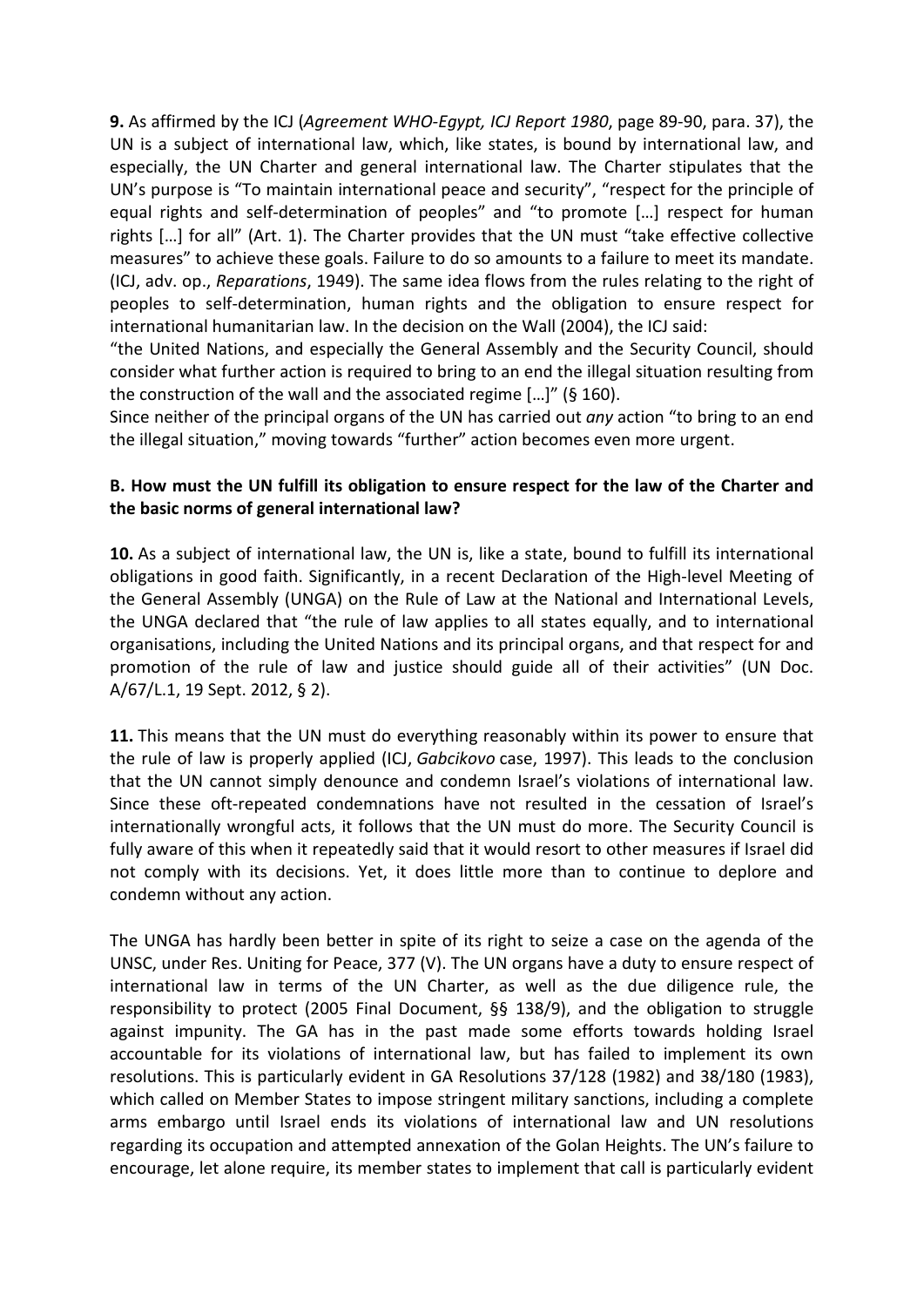**9.** As affirmed by the ICJ (*Agreement WHO-Egypt, ICJ Report 1980*, page 89-90, para. 37), the UN is a subject of international law, which, like states, is bound by international law, and especially, the UN Charter and general international law. The Charter stipulates that the UN's purpose is "To maintain international peace and security", "respect for the principle of equal rights and self-determination of peoples" and "to promote […] respect for human rights […] for all" (Art. 1). The Charter provides that the UN must "take effective collective measures" to achieve these goals. Failure to do so amounts to a failure to meet its mandate. (ICJ, adv. op., *Reparations*, 1949). The same idea flows from the rules relating to the right of peoples to self-determination, human rights and the obligation to ensure respect for international humanitarian law. In the decision on the Wall (2004), the ICJ said:

"the United Nations, and especially the General Assembly and the Security Council, should consider what further action is required to bring to an end the illegal situation resulting from the construction of the wall and the associated regime […]" (§ 160).

Since neither of the principal organs of the UN has carried out *any* action "to bring to an end the illegal situation," moving towards "further" action becomes even more urgent.

**B. How must the UN fulfill its obligation to ensure respect for the law of the Charter and the basic norms of general international law?**

**10.** As a subject of international law, the UN is, like a state, bound to fulfill its international obligations in good faith. Significantly, in a recent Declaration of the High-level Meeting of the General Assembly (UNGA) on the Rule of Law at the National and International Levels, the UNGA declared that "the rule of law applies to all states equally, and to international organisations, including the United Nations and its principal organs, and that respect for and promotion of the rule of law and justice should guide all of their activities" (UN Doc. A/67/L.1, 19 Sept. 2012, § 2).

**11.** This means that the UN must do everything reasonably within its power to ensure that the rule of law is properly applied (ICJ, *Gabcikovo* case, 1997). This leads to the conclusion that the UN cannot simply denounce and condemn Israel's violations of international law. Since these oft-repeated condemnations have not resulted in the cessation of Israel's internationally wrongful acts, it follows that the UN must do more. The Security Council is fully aware of this when it repeatedly said that it would resort to other measures if Israel did not comply with its decisions. Yet, it does little more than to continue to deplore and condemn without any action.

The UNGA has hardly been better in spite of its right to seize a case on the agenda of the UNSC, under Res. Uniting for Peace, 377 (V). The UN organs have a duty to ensure respect of international law in terms of the UN Charter, as well as the due diligence rule, the responsibility to protect (2005 Final Document, §§ 138/9), and the obligation to struggle against impunity. The GA has in the past made some efforts towards holding Israel accountable for its violations of international law, but has failed to implement its own resolutions. This is particularly evident in GA Resolutions 37/128 (1982) and 38/180 (1983), which called on Member States to impose stringent military sanctions, including a complete arms embargo until Israel ends its violations of international law and UN resolutions regarding its occupation and attempted annexation of the Golan Heights. The UN's failure to encourage, let alone require, its member states to implement that call is particularly evident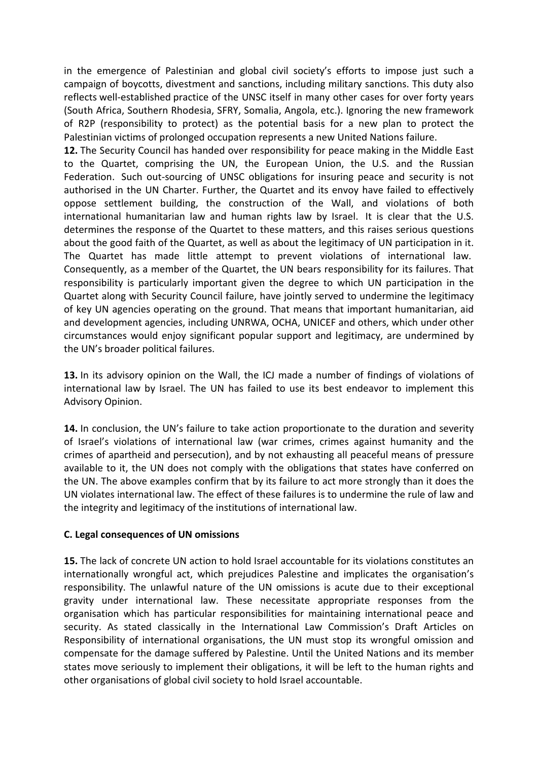in the emergence of Palestinian and global civil society's efforts to impose just such a campaign of boycotts, divestment and sanctions, including military sanctions. This duty also reflects well-established practice of the UNSC itself in many other cases for over forty years (South Africa, Southern Rhodesia, SFRY, Somalia, Angola, etc.). Ignoring the new framework of R2P (responsibility to protect) as the potential basis for a new plan to protect the Palestinian victims of prolonged occupation represents a new United Nations failure.

**12.** The Security Council has handed over responsibility for peace making in the Middle East to the Quartet, comprising the UN, the European Union, the U.S. and the Russian Federation. Such out-sourcing of UNSC obligations for insuring peace and security is not authorised in the UN Charter. Further, the Quartet and its envoy have failed to effectively oppose settlement building, the construction of the Wall, and violations of both international humanitarian law and human rights law by Israel. It is clear that the U.S. determines the response of the Quartet to these matters, and this raises serious questions about the good faith of the Quartet, as well as about the legitimacy of UN participation in it. The Quartet has made little attempt to prevent violations of international law. Consequently, as a member of the Quartet, the UN bears responsibility for its failures. That responsibility is particularly important given the degree to which UN participation in the Quartet along with Security Council failure, have jointly served to undermine the legitimacy of key UN agencies operating on the ground. That means that important humanitarian, aid and development agencies, including UNRWA, OCHA, UNICEF and others, which under other circumstances would enjoy significant popular support and legitimacy, are undermined by the UN's broader political failures.

**13.** In its advisory opinion on the Wall, the ICJ made a number of findings of violations of international law by Israel. The UN has failed to use its best endeavor to implement this Advisory Opinion.

**14.** In conclusion, the UN's failure to take action proportionate to the duration and severity of Israel's violations of international law (war crimes, crimes against humanity and the crimes of apartheid and persecution), and by not exhausting all peaceful means of pressure available to it, the UN does not comply with the obligations that states have conferred on the UN. The above examples confirm that by its failure to act more strongly than it does the UN violates international law. The effect of these failures is to undermine the rule of law and the integrity and legitimacy of the institutions of international law.

### C. Legal consequences of UN omissions

**15.** The lack of concrete UN action to hold Israel accountable for its violations constitutes an internationally wrongful act, which prejudices Palestine and implicates the organisation's responsibility. The unlawful nature of the UN omissions is acute due to their exceptional gravity under international law. These necessitate appropriate responses from the organisation which has particular responsibilities for maintaining international peace and security. As stated classically in the International Law Commission's Draft Articles on Responsibility of international organisations, the UN must stop its wrongful omission and compensate for the damage suffered by Palestine. Until the United Nations and its member states move seriously to implement their obligations, it will be left to the human rights and other organisations of global civil society to hold Israel accountable.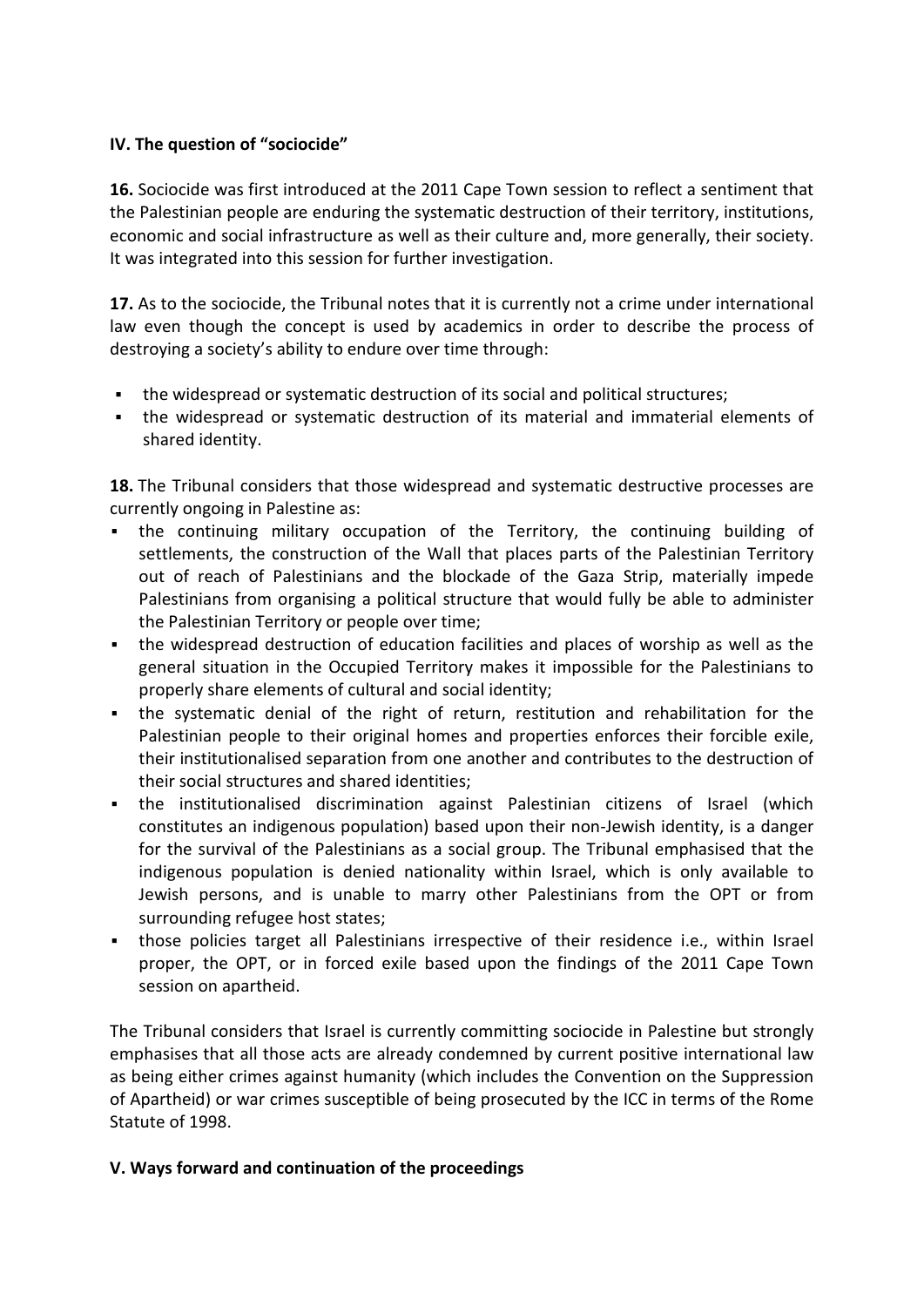## IV. The question of "sociocide"

**16.** Sociocide was first introduced at the 2011 Cape Town session to reflect a sentiment that the Palestinian people are enduring the systematic destruction of their territory, institutions, economic and social infrastructure as well as their culture and, more generally, their society. It was integrated into this session for further investigation.

**17.** As to the sociocide, the Tribunal notes that it is currently not a crime under international law even though the concept is used by academics in order to describe the process of destroying a society's ability to endure over time through:

- the widespread or systematic destruction of its social and political structures;
- the widespread or systematic destruction of its material and immaterial elements of shared identity.

**18.** The Tribunal considers that those widespread and systematic destructive processes are currently ongoing in Palestine as:

- the continuing military occupation of the Territory, the continuing building of settlements, the construction of the Wall that places parts of the Palestinian Territory out of reach of Palestinians and the blockade of the Gaza Strip, materially impede Palestinians from organising a political structure that would fully be able to administer the Palestinian Territory or people over time;
- the widespread destruction of education facilities and places of worship as well as the general situation in the Occupied Territory makes it impossible for the Palestinians to properly share elements of cultural and social identity;
- the systematic denial of the right of return, restitution and rehabilitation for the Palestinian people to their original homes and properties enforces their forcible exile, their institutionalised separation from one another and contributes to the destruction of their social structures and shared identities;
- the institutionalised discrimination against Palestinian citizens of Israel (which constitutes an indigenous population) based upon their non-Jewish identity, is a danger for the survival of the Palestinians as a social group. The Tribunal emphasised that the indigenous population is denied nationality within Israel, which is only available to Jewish persons, and is unable to marry other Palestinians from the OPT or from surrounding refugee host states;
- those policies target all Palestinians irrespective of their residence i.e., within Israel proper, the OPT, or in forced exile based upon the findings of the 2011 Cape Town session on apartheid.

The Tribunal considers that Israel is currently committing sociocide in Palestine but strongly emphasises that all those acts are already condemned by current positive international law as being either crimes against humanity (which includes the Convention on the Suppression of Apartheid) or war crimes susceptible of being prosecuted by the ICC in terms of the Rome Statute of 1998.

## V. Ways forward and continuation of the proceedings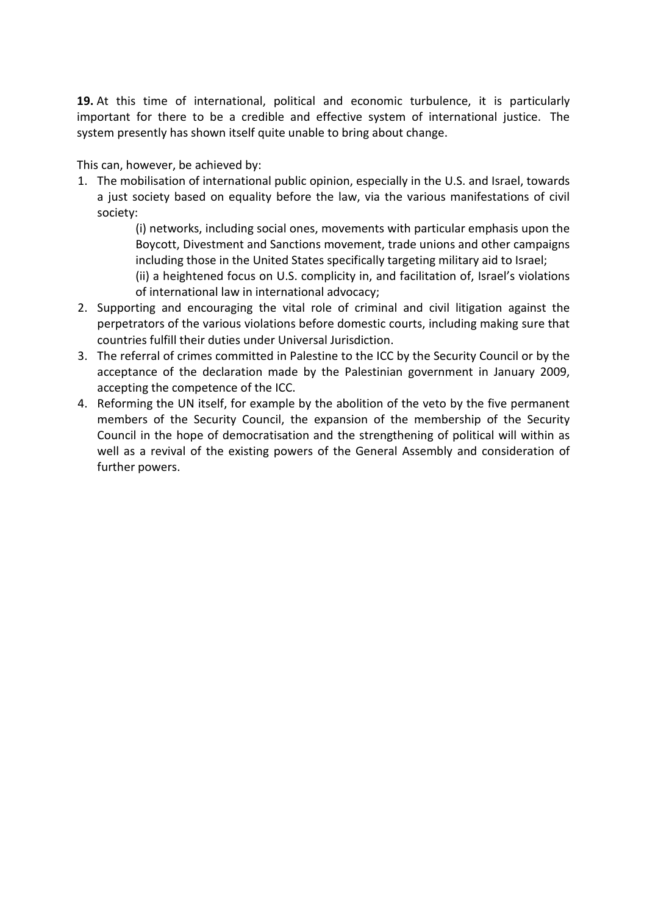**19.** At this time of international, political and economic turbulence, it is particularly important for there to be a credible and effective system of international justice. The system presently has shown itself quite unable to bring about change.

This can, however, be achieved by:

1. The mobilisation of international public opinion, especially in the U.S. and Israel, towards a just society based on equality before the law, via the various manifestations of civil society:

   (i) networks, including social ones, movements with particular emphasis upon the Boycott, Divestment and Sanctions movement, trade unions and other campaigns including those in the United States specifically targeting military aid to Israel;

   (ii) a heightened focus on U.S. complicity in, and facilitation of, Israel's violations of international law in international advocacy;

2. Supporting and encouraging the vital role of criminal and civil litigation against the perpetrators of the various violations before domestic courts, including making sure that countries fulfill their duties under Universal Jurisdiction.
3. The referral of crimes committed in Palestine to the ICC by the Security Council or by the acceptance of the declaration made by the Palestinian government in January 2009, accepting the competence of the ICC.
4. Reforming the UN itself, for example by the abolition of the veto by the five permanent members of the Security Council, the expansion of the membership of the Security Council in the hope of democratisation and the strengthening of political will within as well as a revival of the existing powers of the General Assembly and consideration of further powers.